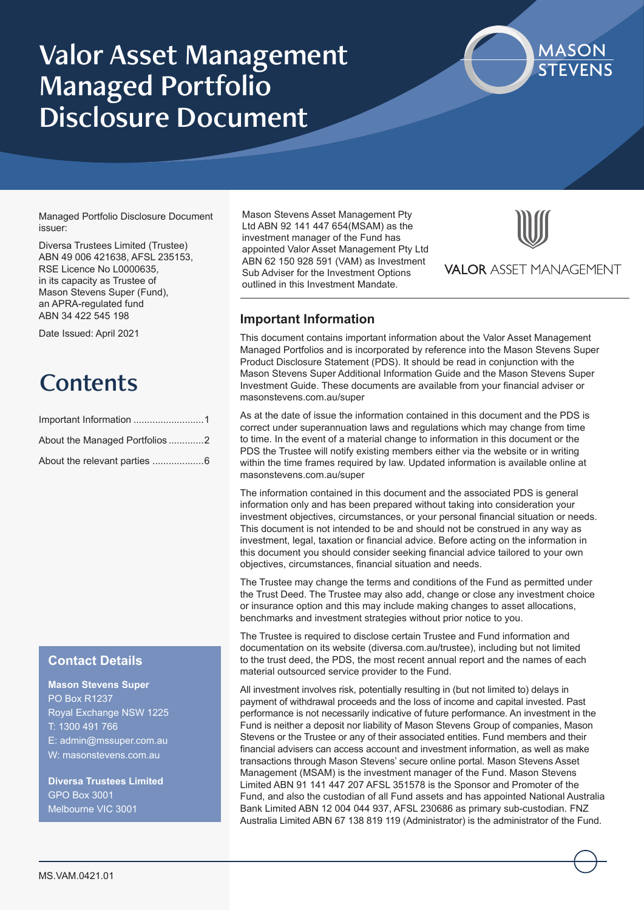# Valor Asset Management Managed Portfolio Disclosure Document

MASON STEVENS

Managed Portfolio Disclosure Document issuer:

Diversa Trustees Limited (Trustee) ABN 49 006 421638, AFSL 235153, RSE Licence No L0000635, in its capacity as Trustee of Mason Stevens Super (Fund), an APRA-regulated fund ABN 34 422 545 198

Date Issued: April 2021

## Contents

| | |
|---|---|
| Important Information | 1 |
| About the Managed Portfolios | 2 |
| About the relevant parties | 6 |

### Contact Details

**Mason Stevens Super**
PO Box R1237
Royal Exchange NSW 1225
T: 1300 491 766
E: admin@mssuper.com.au
W: masonstevens.com.au

**Diversa Trustees Limited**
GPO Box 3001
Melbourne VIC 3001

Mason Stevens Asset Management Pty Ltd ABN 92 141 447 654(MSAM) as the investment manager of the Fund has appointed Valor Asset Management Pty Ltd ABN 62 150 928 591 (VAM) as Investment Sub Adviser for the Investment Options outlined in this Investment Mandate.

VALOR ASSET MANAGEMENT

## Important Information

This document contains important information about the Valor Asset Management Managed Portfolios and is incorporated by reference into the Mason Stevens Super Product Disclosure Statement (PDS). It should be read in conjunction with the Mason Stevens Super Additional Information Guide and the Mason Stevens Super Investment Guide. These documents are available from your financial adviser or masonstevens.com.au/super

As at the date of issue the information contained in this document and the PDS is correct under superannuation laws and regulations which may change from time to time. In the event of a material change to information in this document or the PDS the Trustee will notify existing members either via the website or in writing within the time frames required by law. Updated information is available online at masonstevens.com.au/super

The information contained in this document and the associated PDS is general information only and has been prepared without taking into consideration your investment objectives, circumstances, or your personal financial situation or needs. This document is not intended to be and should not be construed in any way as investment, legal, taxation or financial advice. Before acting on the information in this document you should consider seeking financial advice tailored to your own objectives, circumstances, financial situation and needs.

The Trustee may change the terms and conditions of the Fund as permitted under the Trust Deed. The Trustee may also add, change or close any investment choice or insurance option and this may include making changes to asset allocations, benchmarks and investment strategies without prior notice to you.

The Trustee is required to disclose certain Trustee and Fund information and documentation on its website (diversa.com.au/trustee), including but not limited to the trust deed, the PDS, the most recent annual report and the names of each material outsourced service provider to the Fund.

All investment involves risk, potentially resulting in (but not limited to) delays in payment of withdrawal proceeds and the loss of income and capital invested. Past performance is not necessarily indicative of future performance. An investment in the Fund is neither a deposit nor liability of Mason Stevens Group of companies, Mason Stevens or the Trustee or any of their associated entities. Fund members and their financial advisers can access account and investment information, as well as make transactions through Mason Stevens' secure online portal. Mason Stevens Asset Management (MSAM) is the investment manager of the Fund. Mason Stevens Limited ABN 91 141 447 207 AFSL 351578 is the Sponsor and Promoter of the Fund, and also the custodian of all Fund assets and has appointed National Australia Bank Limited ABN 12 004 044 937, AFSL 230686 as primary sub-custodian. FNZ Australia Limited ABN 67 138 819 119 (Administrator) is the administrator of the Fund.

MS.VAM.0421.01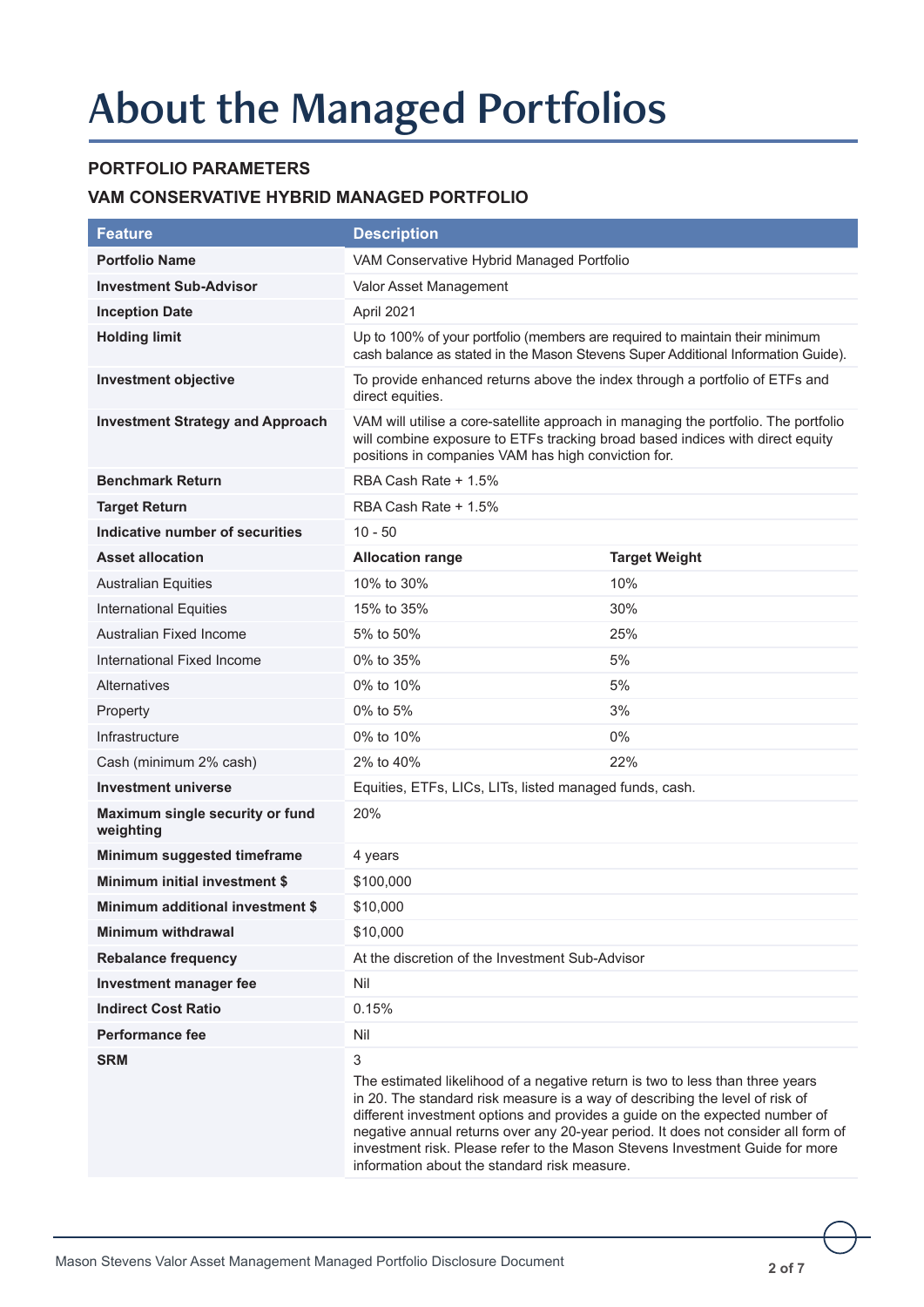# About the Managed Portfolios

### PORTFOLIO PARAMETERS

### VAM CONSERVATIVE HYBRID MANAGED PORTFOLIO

| Feature | Description | |
|---|---|---|
| **Portfolio Name** | VAM Conservative Hybrid Managed Portfolio | |
| **Investment Sub-Advisor** | Valor Asset Management | |
| **Inception Date** | April 2021 | |
| **Holding limit** | Up to 100% of your portfolio (members are required to maintain their minimum cash balance as stated in the Mason Stevens Super Additional Information Guide). | |
| **Investment objective** | To provide enhanced returns above the index through a portfolio of ETFs and direct equities. | |
| **Investment Strategy and Approach** | VAM will utilise a core-satellite approach in managing the portfolio. The portfolio will combine exposure to ETFs tracking broad based indices with direct equity positions in companies VAM has high conviction for. | |
| **Benchmark Return** | RBA Cash Rate + 1.5% | |
| **Target Return** | RBA Cash Rate + 1.5% | |
| **Indicative number of securities** | 10 - 50 | |
| **Asset allocation** | **Allocation range** | **Target Weight** |
| Australian Equities | 10% to 30% | 10% |
| International Equities | 15% to 35% | 30% |
| Australian Fixed Income | 5% to 50% | 25% |
| International Fixed Income | 0% to 35% | 5% |
| Alternatives | 0% to 10% | 5% |
| Property | 0% to 5% | 3% |
| Infrastructure | 0% to 10% | 0% |
| Cash (minimum 2% cash) | 2% to 40% | 22% |
| **Investment universe** | Equities, ETFs, LICs, LITs, listed managed funds, cash. | |
| **Maximum single security or fund weighting** | 20% | |
| **Minimum suggested timeframe** | 4 years | |
| **Minimum initial investment $** | $100,000 | |
| **Minimum additional investment $** | $10,000 | |
| **Minimum withdrawal** | $10,000 | |
| **Rebalance frequency** | At the discretion of the Investment Sub-Advisor | |
| **Investment manager fee** | Nil | |
| **Indirect Cost Ratio** | 0.15% | |
| **Performance fee** | Nil | |
| **SRM** | 3<br>The estimated likelihood of a negative return is two to less than three years in 20. The standard risk measure is a way of describing the level of risk of different investment options and provides a guide on the expected number of negative annual returns over any 20-year period. It does not consider all form of investment risk. Please refer to the Mason Stevens Investment Guide for more information about the standard risk measure. | |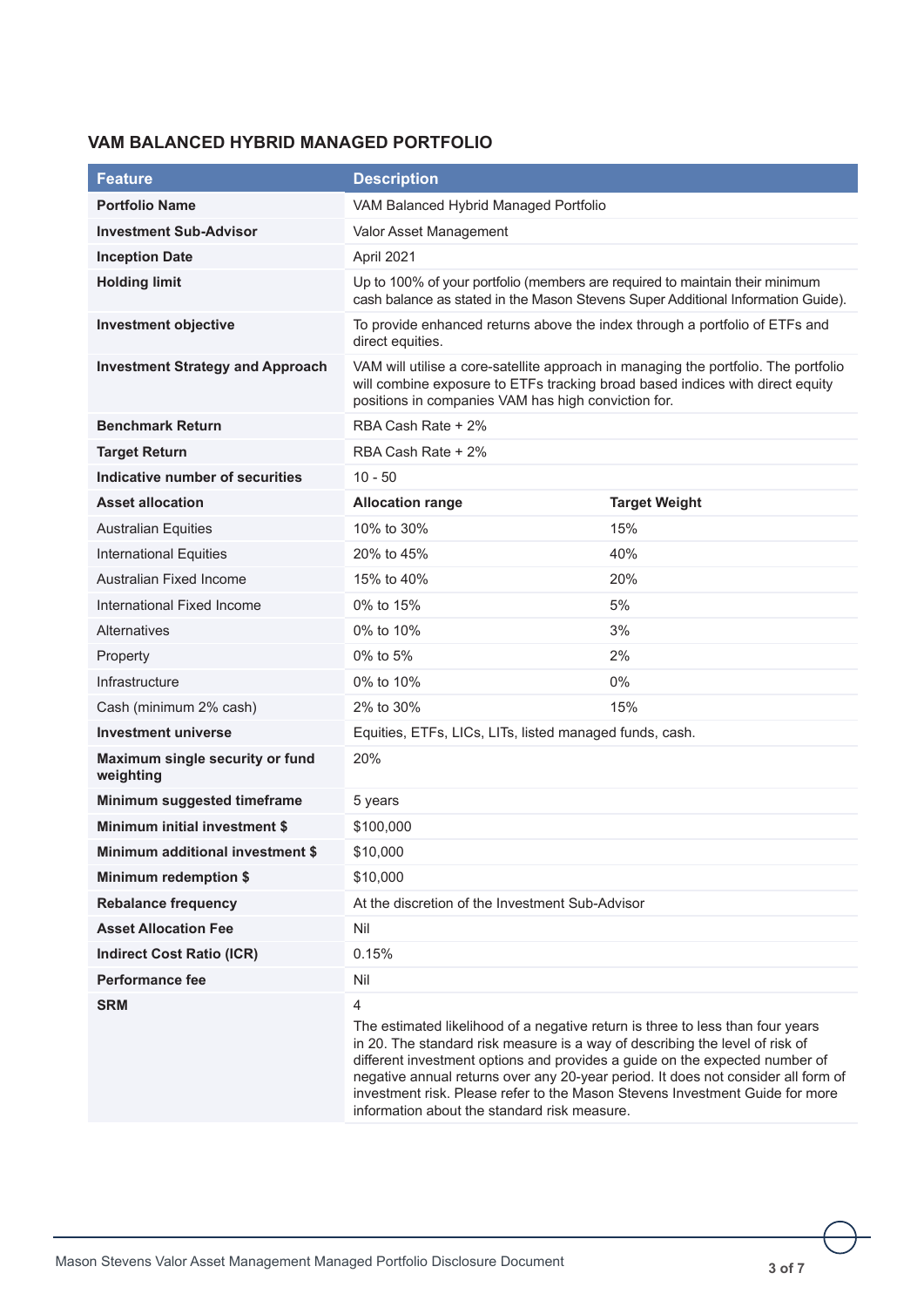## VAM BALANCED HYBRID MANAGED PORTFOLIO

| Feature | Description | |
|---|---|---|
| **Portfolio Name** | VAM Balanced Hybrid Managed Portfolio | |
| **Investment Sub-Advisor** | Valor Asset Management | |
| **Inception Date** | April 2021 | |
| **Holding limit** | Up to 100% of your portfolio (members are required to maintain their minimum cash balance as stated in the Mason Stevens Super Additional Information Guide). | |
| **Investment objective** | To provide enhanced returns above the index through a portfolio of ETFs and direct equities. | |
| **Investment Strategy and Approach** | VAM will utilise a core-satellite approach in managing the portfolio. The portfolio will combine exposure to ETFs tracking broad based indices with direct equity positions in companies VAM has high conviction for. | |
| **Benchmark Return** | RBA Cash Rate + 2% | |
| **Target Return** | RBA Cash Rate + 2% | |
| **Indicative number of securities** | 10 - 50 | |
| **Asset allocation** | **Allocation range** | **Target Weight** |
| Australian Equities | 10% to 30% | 15% |
| International Equities | 20% to 45% | 40% |
| Australian Fixed Income | 15% to 40% | 20% |
| International Fixed Income | 0% to 15% | 5% |
| Alternatives | 0% to 10% | 3% |
| Property | 0% to 5% | 2% |
| Infrastructure | 0% to 10% | 0% |
| Cash (minimum 2% cash) | 2% to 30% | 15% |
| **Investment universe** | Equities, ETFs, LICs, LITs, listed managed funds, cash. | |
| **Maximum single security or fund weighting** | 20% | |
| **Minimum suggested timeframe** | 5 years | |
| **Minimum initial investment $** | $100,000 | |
| **Minimum additional investment $** | $10,000 | |
| **Minimum redemption $** | $10,000 | |
| **Rebalance frequency** | At the discretion of the Investment Sub-Advisor | |
| **Asset Allocation Fee** | Nil | |
| **Indirect Cost Ratio (ICR)** | 0.15% | |
| **Performance fee** | Nil | |
| **SRM** | 4<br>The estimated likelihood of a negative return is three to less than four years in 20. The standard risk measure is a way of describing the level of risk of different investment options and provides a guide on the expected number of negative annual returns over any 20-year period. It does not consider all form of investment risk. Please refer to the Mason Stevens Investment Guide for more information about the standard risk measure. | |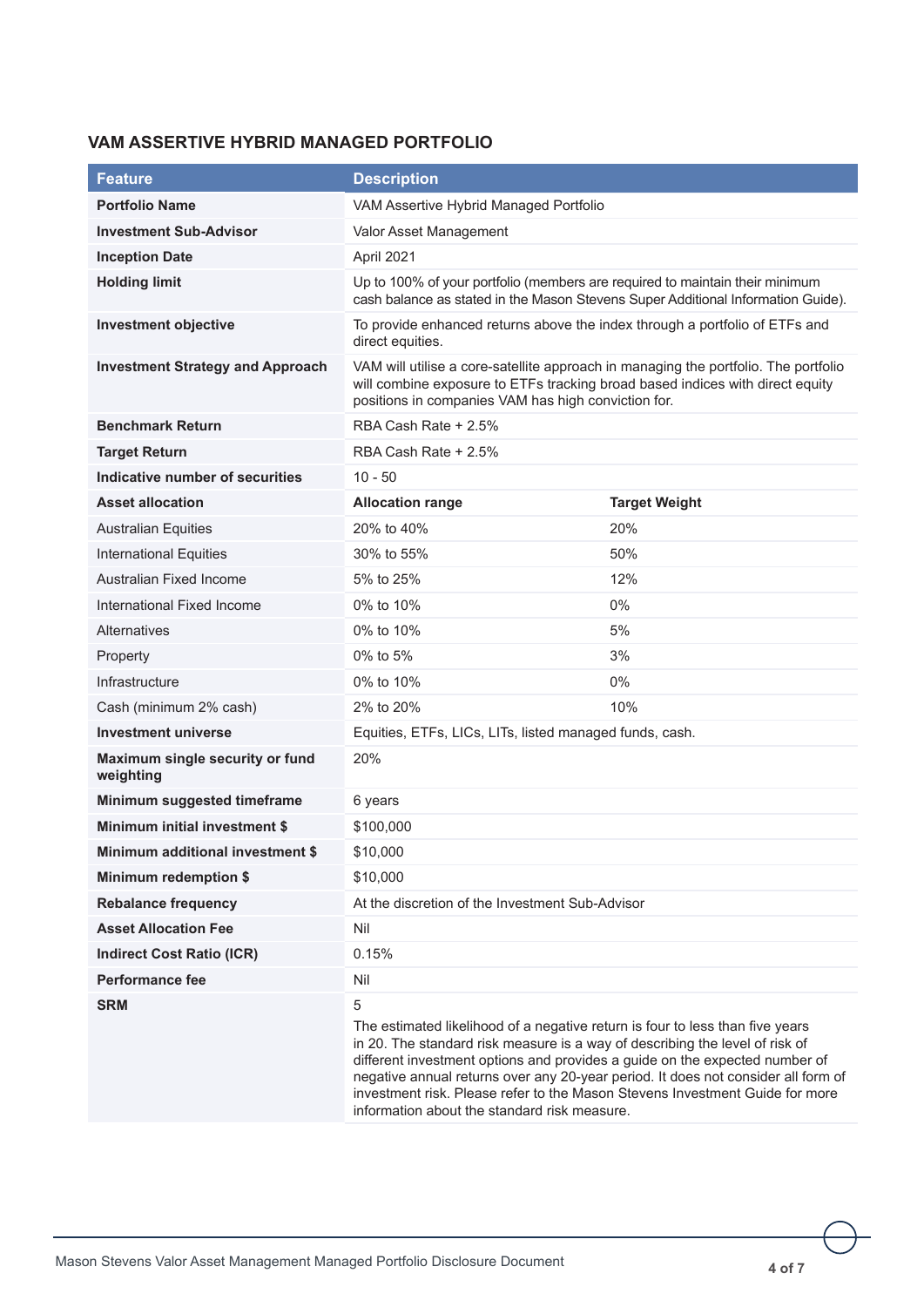## VAM ASSERTIVE HYBRID MANAGED PORTFOLIO

| Feature | Description | |
|---|---|---|
| **Portfolio Name** | VAM Assertive Hybrid Managed Portfolio | |
| **Investment Sub-Advisor** | Valor Asset Management | |
| **Inception Date** | April 2021 | |
| **Holding limit** | Up to 100% of your portfolio (members are required to maintain their minimum cash balance as stated in the Mason Stevens Super Additional Information Guide). | |
| **Investment objective** | To provide enhanced returns above the index through a portfolio of ETFs and direct equities. | |
| **Investment Strategy and Approach** | VAM will utilise a core-satellite approach in managing the portfolio. The portfolio will combine exposure to ETFs tracking broad based indices with direct equity positions in companies VAM has high conviction for. | |
| **Benchmark Return** | RBA Cash Rate + 2.5% | |
| **Target Return** | RBA Cash Rate + 2.5% | |
| **Indicative number of securities** | 10 - 50 | |
| **Asset allocation** | **Allocation range** | **Target Weight** |
| Australian Equities | 20% to 40% | 20% |
| International Equities | 30% to 55% | 50% |
| Australian Fixed Income | 5% to 25% | 12% |
| International Fixed Income | 0% to 10% | 0% |
| Alternatives | 0% to 10% | 5% |
| Property | 0% to 5% | 3% |
| Infrastructure | 0% to 10% | 0% |
| Cash (minimum 2% cash) | 2% to 20% | 10% |
| **Investment universe** | Equities, ETFs, LICs, LITs, listed managed funds, cash. | |
| **Maximum single security or fund weighting** | 20% | |
| **Minimum suggested timeframe** | 6 years | |
| **Minimum initial investment $** | $100,000 | |
| **Minimum additional investment $** | $10,000 | |
| **Minimum redemption $** | $10,000 | |
| **Rebalance frequency** | At the discretion of the Investment Sub-Advisor | |
| **Asset Allocation Fee** | Nil | |
| **Indirect Cost Ratio (ICR)** | 0.15% | |
| **Performance fee** | Nil | |
| **SRM** | 5<br>The estimated likelihood of a negative return is four to less than five years in 20. The standard risk measure is a way of describing the level of risk of different investment options and provides a guide on the expected number of negative annual returns over any 20-year period. It does not consider all form of investment risk. Please refer to the Mason Stevens Investment Guide for more information about the standard risk measure. | |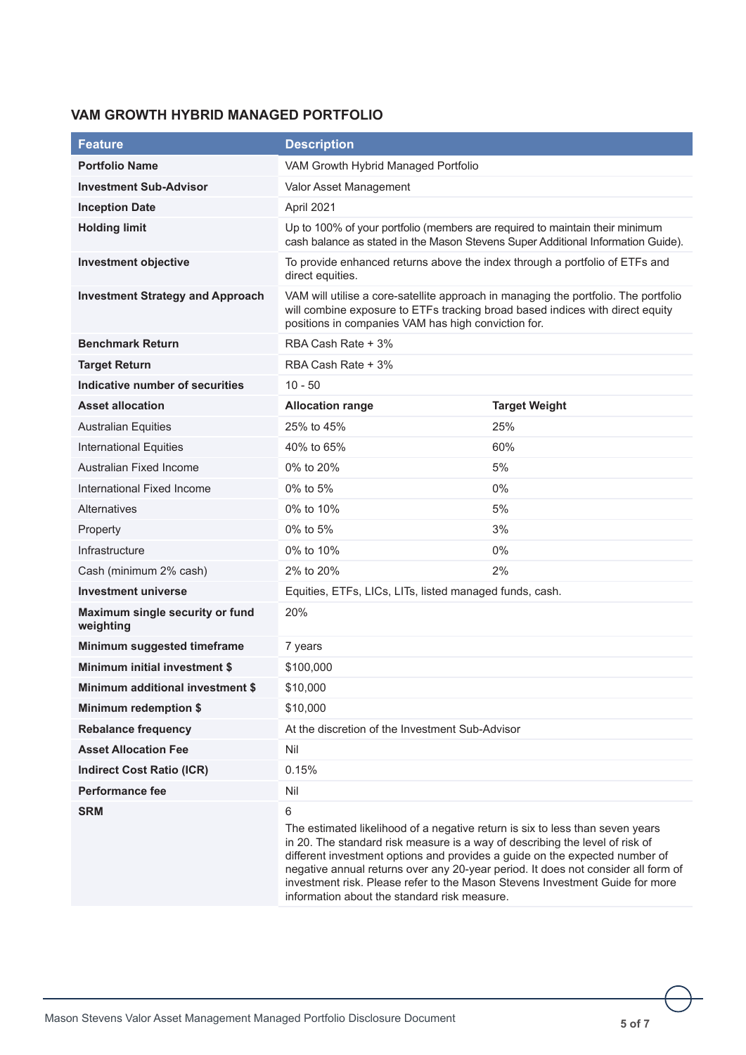### VAM GROWTH HYBRID MANAGED PORTFOLIO

| Feature | Description | |
|---|---|---|
| **Portfolio Name** | VAM Growth Hybrid Managed Portfolio | |
| **Investment Sub-Advisor** | Valor Asset Management | |
| **Inception Date** | April 2021 | |
| **Holding limit** | Up to 100% of your portfolio (members are required to maintain their minimum cash balance as stated in the Mason Stevens Super Additional Information Guide). | |
| **Investment objective** | To provide enhanced returns above the index through a portfolio of ETFs and direct equities. | |
| **Investment Strategy and Approach** | VAM will utilise a core-satellite approach in managing the portfolio. The portfolio will combine exposure to ETFs tracking broad based indices with direct equity positions in companies VAM has high conviction for. | |
| **Benchmark Return** | RBA Cash Rate + 3% | |
| **Target Return** | RBA Cash Rate + 3% | |
| **Indicative number of securities** | 10 - 50 | |
| **Asset allocation** | **Allocation range** | **Target Weight** |
| Australian Equities | 25% to 45% | 25% |
| International Equities | 40% to 65% | 60% |
| Australian Fixed Income | 0% to 20% | 5% |
| International Fixed Income | 0% to 5% | 0% |
| Alternatives | 0% to 10% | 5% |
| Property | 0% to 5% | 3% |
| Infrastructure | 0% to 10% | 0% |
| Cash (minimum 2% cash) | 2% to 20% | 2% |
| **Investment universe** | Equities, ETFs, LICs, LITs, listed managed funds, cash. | |
| **Maximum single security or fund weighting** | 20% | |
| **Minimum suggested timeframe** | 7 years | |
| **Minimum initial investment $** | $100,000 | |
| **Minimum additional investment $** | $10,000 | |
| **Minimum redemption $** | $10,000 | |
| **Rebalance frequency** | At the discretion of the Investment Sub-Advisor | |
| **Asset Allocation Fee** | Nil | |
| **Indirect Cost Ratio (ICR)** | 0.15% | |
| **Performance fee** | Nil | |
| **SRM** | 6<br>The estimated likelihood of a negative return is six to less than seven years in 20. The standard risk measure is a way of describing the level of risk of different investment options and provides a guide on the expected number of negative annual returns over any 20-year period. It does not consider all form of investment risk. Please refer to the Mason Stevens Investment Guide for more information about the standard risk measure. | |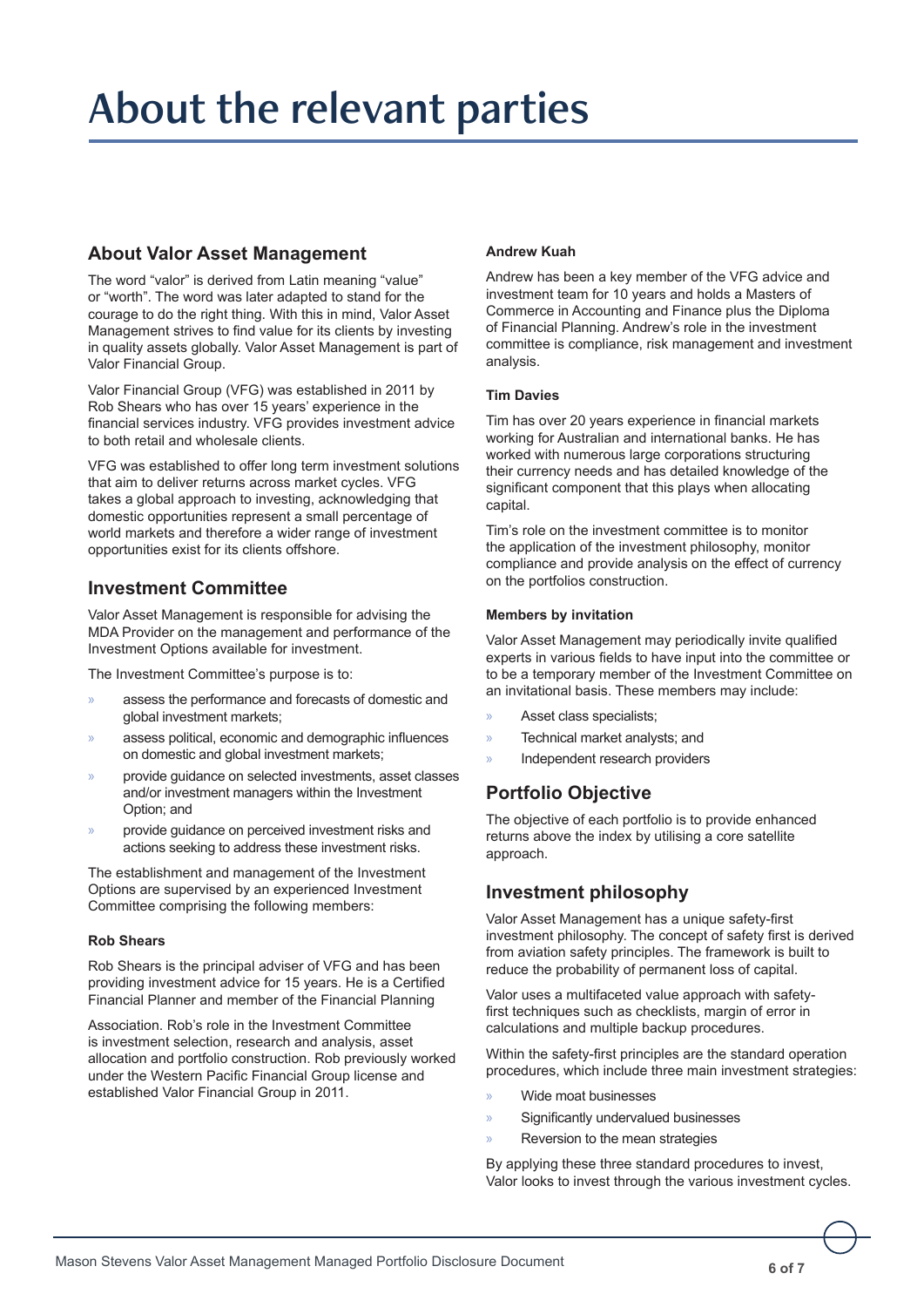# About the relevant parties

## About Valor Asset Management

The word "valor" is derived from Latin meaning "value" or "worth". The word was later adapted to stand for the courage to do the right thing. With this in mind, Valor Asset Management strives to find value for its clients by investing in quality assets globally. Valor Asset Management is part of Valor Financial Group.

Valor Financial Group (VFG) was established in 2011 by Rob Shears who has over 15 years' experience in the financial services industry. VFG provides investment advice to both retail and wholesale clients.

VFG was established to offer long term investment solutions that aim to deliver returns across market cycles. VFG takes a global approach to investing, acknowledging that domestic opportunities represent a small percentage of world markets and therefore a wider range of investment opportunities exist for its clients offshore.

## Investment Committee

Valor Asset Management is responsible for advising the MDA Provider on the management and performance of the Investment Options available for investment.

The Investment Committee's purpose is to:

- assess the performance and forecasts of domestic and global investment markets;
- assess political, economic and demographic influences on domestic and global investment markets;
- provide guidance on selected investments, asset classes and/or investment managers within the Investment Option; and
- provide guidance on perceived investment risks and actions seeking to address these investment risks.

The establishment and management of the Investment Options are supervised by an experienced Investment Committee comprising the following members:

#### Rob Shears

Rob Shears is the principal adviser of VFG and has been providing investment advice for 15 years. He is a Certified Financial Planner and member of the Financial Planning Association. Rob's role in the Investment Committee is investment selection, research and analysis, asset allocation and portfolio construction. Rob previously worked under the Western Pacific Financial Group license and established Valor Financial Group in 2011.

#### Andrew Kuah

Andrew has been a key member of the VFG advice and investment team for 10 years and holds a Masters of Commerce in Accounting and Finance plus the Diploma of Financial Planning. Andrew's role in the investment committee is compliance, risk management and investment analysis.

#### Tim Davies

Tim has over 20 years experience in financial markets working for Australian and international banks. He has worked with numerous large corporations structuring their currency needs and has detailed knowledge of the significant component that this plays when allocating capital.

Tim's role on the investment committee is to monitor the application of the investment philosophy, monitor compliance and provide analysis on the effect of currency on the portfolios construction.

#### Members by invitation

Valor Asset Management may periodically invite qualified experts in various fields to have input into the committee or to be a temporary member of the Investment Committee on an invitational basis. These members may include:

- Asset class specialists;
- Technical market analysts; and
- Independent research providers

## Portfolio Objective

The objective of each portfolio is to provide enhanced returns above the index by utilising a core satellite approach.

## Investment philosophy

Valor Asset Management has a unique safety-first investment philosophy. The concept of safety first is derived from aviation safety principles. The framework is built to reduce the probability of permanent loss of capital.

Valor uses a multifaceted value approach with safety-first techniques such as checklists, margin of error in calculations and multiple backup procedures.

Within the safety-first principles are the standard operation procedures, which include three main investment strategies:

- Wide moat businesses
- Significantly undervalued businesses
- Reversion to the mean strategies

By applying these three standard procedures to invest, Valor looks to invest through the various investment cycles.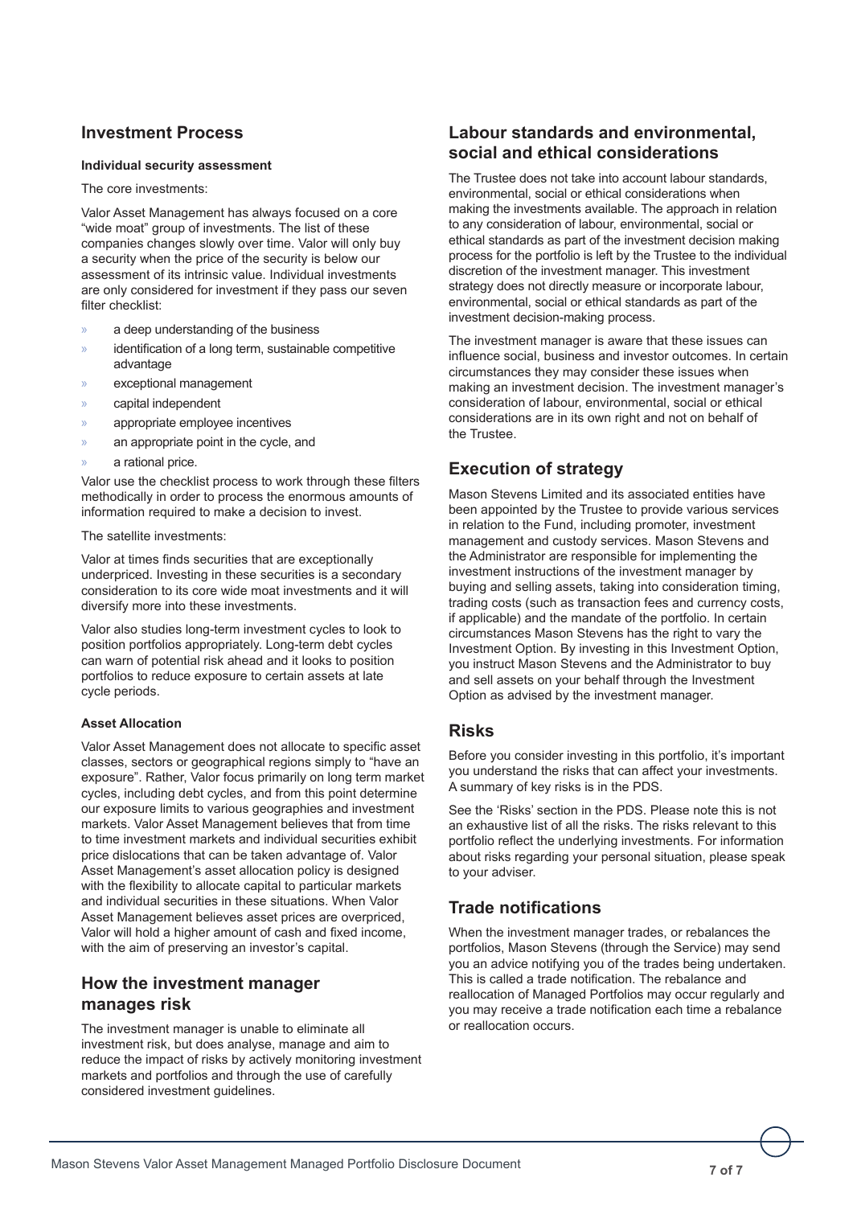## Investment Process

#### Individual security assessment

The core investments:

Valor Asset Management has always focused on a core "wide moat" group of investments. The list of these companies changes slowly over time. Valor will only buy a security when the price of the security is below our assessment of its intrinsic value. Individual investments are only considered for investment if they pass our seven filter checklist:

- a deep understanding of the business
- identification of a long term, sustainable competitive advantage
- exceptional management
- capital independent
- appropriate employee incentives
- an appropriate point in the cycle, and
- a rational price.

Valor use the checklist process to work through these filters methodically in order to process the enormous amounts of information required to make a decision to invest.

The satellite investments:

Valor at times finds securities that are exceptionally underpriced. Investing in these securities is a secondary consideration to its core wide moat investments and it will diversify more into these investments.

Valor also studies long-term investment cycles to look to position portfolios appropriately. Long-term debt cycles can warn of potential risk ahead and it looks to position portfolios to reduce exposure to certain assets at late cycle periods.

#### Asset Allocation

Valor Asset Management does not allocate to specific asset classes, sectors or geographical regions simply to "have an exposure". Rather, Valor focus primarily on long term market cycles, including debt cycles, and from this point determine our exposure limits to various geographies and investment markets. Valor Asset Management believes that from time to time investment markets and individual securities exhibit price dislocations that can be taken advantage of. Valor Asset Management's asset allocation policy is designed with the flexibility to allocate capital to particular markets and individual securities in these situations. When Valor Asset Management believes asset prices are overpriced, Valor will hold a higher amount of cash and fixed income, with the aim of preserving an investor's capital.

## How the investment manager manages risk

The investment manager is unable to eliminate all investment risk, but does analyse, manage and aim to reduce the impact of risks by actively monitoring investment markets and portfolios and through the use of carefully considered investment guidelines.

## Labour standards and environmental, social and ethical considerations

The Trustee does not take into account labour standards, environmental, social or ethical considerations when making the investments available. The approach in relation to any consideration of labour, environmental, social or ethical standards as part of the investment decision making process for the portfolio is left by the Trustee to the individual discretion of the investment manager. This investment strategy does not directly measure or incorporate labour, environmental, social or ethical standards as part of the investment decision-making process.

The investment manager is aware that these issues can influence social, business and investor outcomes. In certain circumstances they may consider these issues when making an investment decision. The investment manager's consideration of labour, environmental, social or ethical considerations are in its own right and not on behalf of the Trustee.

## Execution of strategy

Mason Stevens Limited and its associated entities have been appointed by the Trustee to provide various services in relation to the Fund, including promoter, investment management and custody services. Mason Stevens and the Administrator are responsible for implementing the investment instructions of the investment manager by buying and selling assets, taking into consideration timing, trading costs (such as transaction fees and currency costs, if applicable) and the mandate of the portfolio. In certain circumstances Mason Stevens has the right to vary the Investment Option. By investing in this Investment Option, you instruct Mason Stevens and the Administrator to buy and sell assets on your behalf through the Investment Option as advised by the investment manager.

## Risks

Before you consider investing in this portfolio, it's important you understand the risks that can affect your investments. A summary of key risks is in the PDS.

See the 'Risks' section in the PDS. Please note this is not an exhaustive list of all the risks. The risks relevant to this portfolio reflect the underlying investments. For information about risks regarding your personal situation, please speak to your adviser.

## Trade notifications

When the investment manager trades, or rebalances the portfolios, Mason Stevens (through the Service) may send you an advice notifying you of the trades being undertaken. This is called a trade notification. The rebalance and reallocation of Managed Portfolios may occur regularly and you may receive a trade notification each time a rebalance or reallocation occurs.